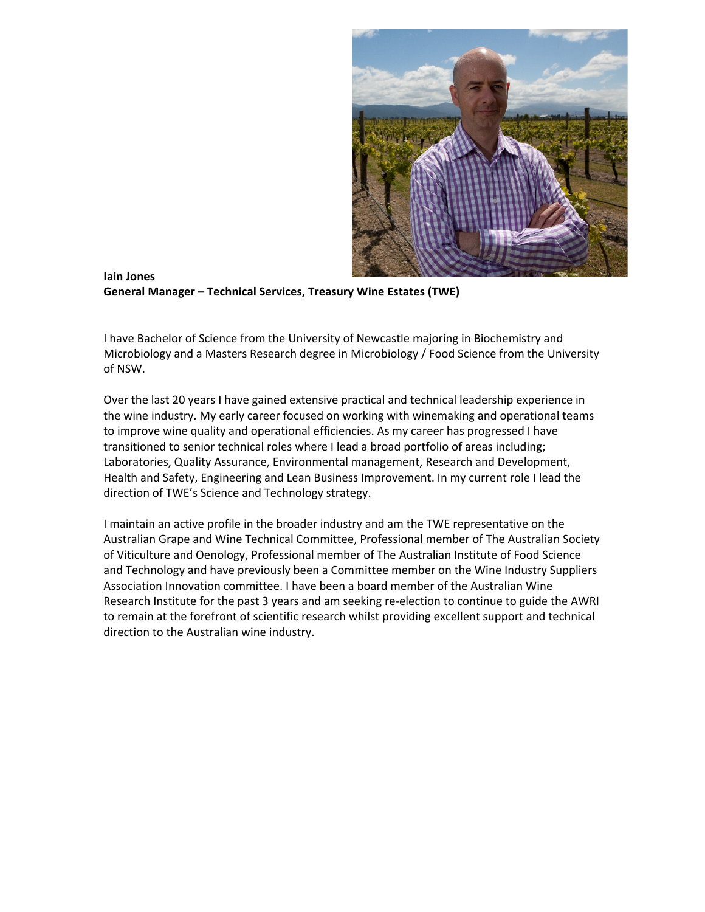**Iain Jones**
**General Manager – Technical Services, Treasury Wine Estates (TWE)**

I have Bachelor of Science from the University of Newcastle majoring in Biochemistry and Microbiology and a Masters Research degree in Microbiology / Food Science from the University of NSW.

Over the last 20 years I have gained extensive practical and technical leadership experience in the wine industry. My early career focused on working with winemaking and operational teams to improve wine quality and operational efficiencies. As my career has progressed I have transitioned to senior technical roles where I lead a broad portfolio of areas including; Laboratories, Quality Assurance, Environmental management, Research and Development, Health and Safety, Engineering and Lean Business Improvement. In my current role I lead the direction of TWE's Science and Technology strategy.

I maintain an active profile in the broader industry and am the TWE representative on the Australian Grape and Wine Technical Committee, Professional member of The Australian Society of Viticulture and Oenology, Professional member of The Australian Institute of Food Science and Technology and have previously been a Committee member on the Wine Industry Suppliers Association Innovation committee. I have been a board member of the Australian Wine Research Institute for the past 3 years and am seeking re-election to continue to guide the AWRI to remain at the forefront of scientific research whilst providing excellent support and technical direction to the Australian wine industry.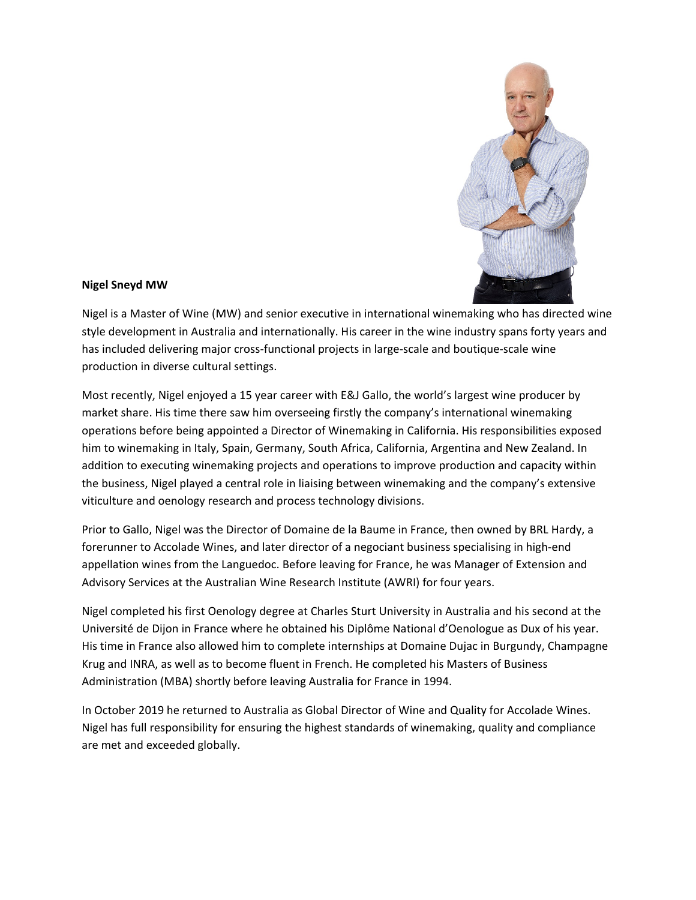**Nigel Sneyd MW**

Nigel is a Master of Wine (MW) and senior executive in international winemaking who has directed wine style development in Australia and internationally. His career in the wine industry spans forty years and has included delivering major cross-functional projects in large-scale and boutique-scale wine production in diverse cultural settings.

Most recently, Nigel enjoyed a 15 year career with E&J Gallo, the world's largest wine producer by market share. His time there saw him overseeing firstly the company's international winemaking operations before being appointed a Director of Winemaking in California. His responsibilities exposed him to winemaking in Italy, Spain, Germany, South Africa, California, Argentina and New Zealand. In addition to executing winemaking projects and operations to improve production and capacity within the business, Nigel played a central role in liaising between winemaking and the company's extensive viticulture and oenology research and process technology divisions.

Prior to Gallo, Nigel was the Director of Domaine de la Baume in France, then owned by BRL Hardy, a forerunner to Accolade Wines, and later director of a negociant business specialising in high-end appellation wines from the Languedoc. Before leaving for France, he was Manager of Extension and Advisory Services at the Australian Wine Research Institute (AWRI) for four years.

Nigel completed his first Oenology degree at Charles Sturt University in Australia and his second at the Université de Dijon in France where he obtained his Diplôme National d'Oenologue as Dux of his year. His time in France also allowed him to complete internships at Domaine Dujac in Burgundy, Champagne Krug and INRA, as well as to become fluent in French. He completed his Masters of Business Administration (MBA) shortly before leaving Australia for France in 1994.

In October 2019 he returned to Australia as Global Director of Wine and Quality for Accolade Wines. Nigel has full responsibility for ensuring the highest standards of winemaking, quality and compliance are met and exceeded globally.